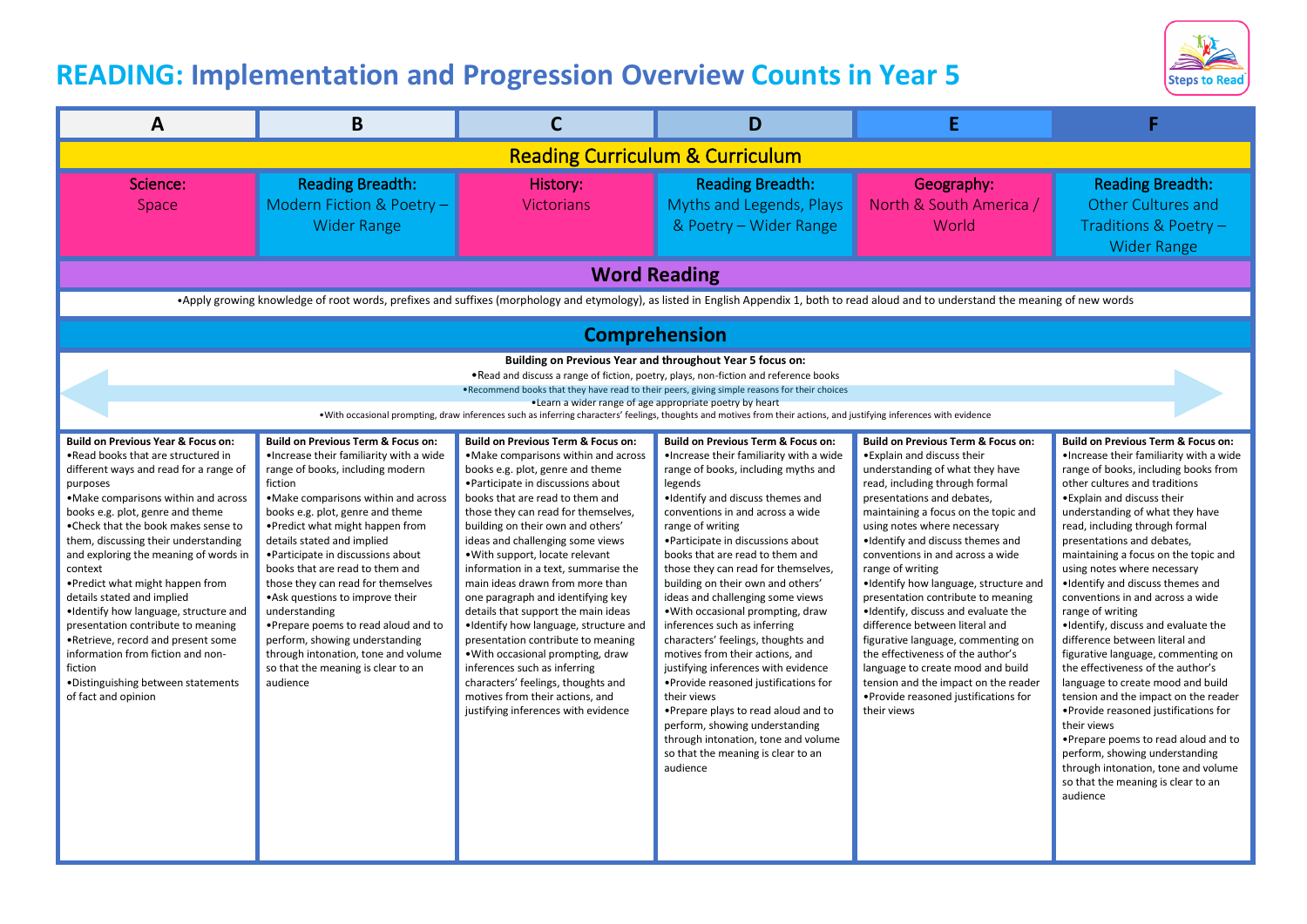# READING: Implementation and Progression Overview Counts in Year 5

| A | B | C | D | E | F |
|---|---|---|---|---|---|
| **Reading Curriculum & Curriculum** | | | | | |
| Science: Space | Reading Breadth: Modern Fiction & Poetry – Wider Range | History: Victorians | Reading Breadth: Myths and Legends, Plays & Poetry – Wider Range | Geography: North & South America / World | Reading Breadth: Other Cultures and Traditions & Poetry – Wider Range |

## Word Reading

•Apply growing knowledge of root words, prefixes and suffixes (morphology and etymology), as listed in English Appendix 1, both to read aloud and to understand the meaning of new words

## Comprehension

**Building on Previous Year and throughout Year 5 focus on:**

•Read and discuss a range of fiction, poetry, plays, non-fiction and reference books
•Recommend books that they have read to their peers, giving simple reasons for their choices
•Learn a wider range of age appropriate poetry by heart
•With occasional prompting, draw inferences such as inferring characters' feelings, thoughts and motives from their actions, and justifying inferences with evidence

| A | B | C | D | E | F |
|---|---|---|---|---|---|
| **Build on Previous Year & Focus on:**<br>•Read books that are structured in different ways and read for a range of purposes<br>•Make comparisons within and across books e.g. plot, genre and theme<br>•Check that the book makes sense to them, discussing their understanding and exploring the meaning of words in context<br>•Predict what might happen from details stated and implied<br>•Identify how language, structure and presentation contribute to meaning<br>•Retrieve, record and present some information from fiction and non-fiction<br>•Distinguishing between statements of fact and opinion | **Build on Previous Term & Focus on:**<br>•Increase their familiarity with a wide range of books, including modern fiction<br>•Make comparisons within and across books e.g. plot, genre and theme<br>•Predict what might happen from details stated and implied<br>•Participate in discussions about books that are read to them and those they can read for themselves<br>•Ask questions to improve their understanding<br>•Prepare poems to read aloud and to perform, showing understanding through intonation, tone and volume so that the meaning is clear to an audience | **Build on Previous Term & Focus on:**<br>•Make comparisons within and across books e.g. plot, genre and theme<br>•Participate in discussions about books that are read to them and those they can read for themselves, building on their own and others' ideas and challenging some views<br>•With support, locate relevant information in a text, summarise the main ideas drawn from more than one paragraph and identifying key details that support the main ideas<br>•Identify how language, structure and presentation contribute to meaning<br>•With occasional prompting, draw inferences such as inferring characters' feelings, thoughts and motives from their actions, and justifying inferences with evidence | **Build on Previous Term & Focus on:**<br>•Increase their familiarity with a wide range of books, including myths and legends<br>•Identify and discuss themes and conventions in and across a wide range of writing<br>•Participate in discussions about books that are read to them and those they can read for themselves, building on their own and others' ideas and challenging some views<br>•With occasional prompting, draw inferences such as inferring characters' feelings, thoughts and motives from their actions, and justifying inferences with evidence<br>•Provide reasoned justifications for their views<br>•Prepare plays to read aloud and to perform, showing understanding through intonation, tone and volume so that the meaning is clear to an audience | **Build on Previous Term & Focus on:**<br>•Explain and discuss their understanding of what they have read, including through formal presentations and debates, maintaining a focus on the topic and using notes where necessary<br>•Identify and discuss themes and conventions in and across a wide range of writing<br>•Identify how language, structure and presentation contribute to meaning<br>•Identify, discuss and evaluate the difference between literal and figurative language, commenting on the effectiveness of the author's language to create mood and build tension and the impact on the reader<br>•Provide reasoned justifications for their views | **Build on Previous Term & Focus on:**<br>•Increase their familiarity with a wide range of books, including books from other cultures and traditions<br>•Explain and discuss their understanding of what they have read, including through formal presentations and debates, maintaining a focus on the topic and using notes where necessary<br>•Identify and discuss themes and conventions in and across a wide range of writing<br>•Identify, discuss and evaluate the difference between literal and figurative language, commenting on the effectiveness of the author's language to create mood and build tension and the impact on the reader<br>•Provide reasoned justifications for their views<br>•Prepare poems to read aloud and to perform, showing understanding through intonation, tone and volume so that the meaning is clear to an audience |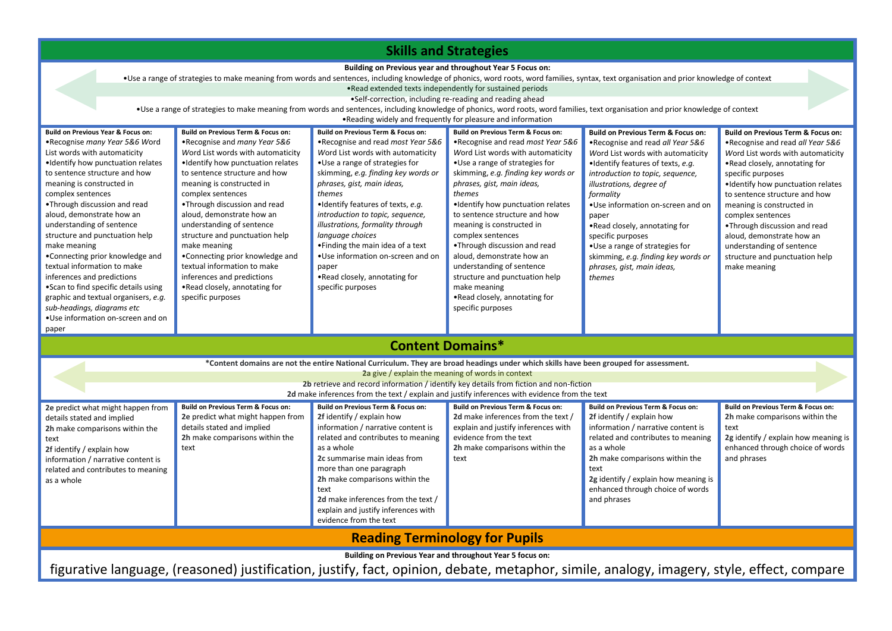## Skills and Strategies

**Building on Previous year and throughout Year 5 Focus on:**

•Use a range of strategies to make meaning from words and sentences, including knowledge of phonics, word roots, word families, syntax, text organisation and prior knowledge of context
•Read extended texts independently for sustained periods
•Self-correction, including re-reading and reading ahead
•Use a range of strategies to make meaning from words and sentences, including knowledge of phonics, word roots, word families, text organisation and prior knowledge of context
•Reading widely and frequently for pleasure and information

| | | | | | |
|---|---|---|---|---|---|
| **Build on Previous Year & Focus on:**<br>•Recognise *many Year 5&6* Word List words with automaticity<br>•Identify how punctuation relates to sentence structure and how meaning is constructed in complex sentences<br>•Through discussion and read aloud, demonstrate how an understanding of sentence structure and punctuation help make meaning<br>•Connecting prior knowledge and textual information to make inferences and predictions<br>•Scan to find specific details using graphic and textual organisers, *e.g. sub-headings, diagrams etc*<br>•Use information on-screen and on paper | **Build on Previous Term & Focus on:**<br>•Recognise and *many Year 5&6 Word* List words with automaticity<br>•Identify how punctuation relates to sentence structure and how meaning is constructed in complex sentences<br>•Through discussion and read aloud, demonstrate how an understanding of sentence structure and punctuation help make meaning<br>•Connecting prior knowledge and textual information to make inferences and predictions<br>•Read closely, annotating for specific purposes | **Build on Previous Term & Focus on:**<br>•Recognise and read *most Year 5&6* Word List words with automaticity<br>•Use a range of strategies for skimming, *e.g. finding key words or phrases, gist, main ideas, themes*<br>•Identify features of texts, *e.g. introduction to topic, sequence, illustrations, formality through language choices*<br>•Finding the main idea of a text<br>•Use information on-screen and on paper<br>•Read closely, annotating for specific purposes | **Build on Previous Term & Focus on:**<br>•Recognise and read *most Year 5&6* Word List words with automaticity<br>•Use a range of strategies for skimming, *e.g. finding key words or phrases, gist, main ideas, themes*<br>•Identify how punctuation relates to sentence structure and how meaning is constructed in complex sentences<br>•Through discussion and read aloud, demonstrate how an understanding of sentence structure and punctuation help make meaning<br>•Read closely, annotating for specific purposes | **Build on Previous Term & Focus on:**<br>•Recognise and read *all Year 5&6* Word List words with automaticity<br>•Identify features of texts, *e.g. introduction to topic, sequence, illustrations, degree of formality*<br>•Use information on-screen and on paper<br>•Read closely, annotating for specific purposes<br>•Use a range of strategies for skimming, *e.g. finding key words or phrases, gist, main ideas, themes* | **Build on Previous Term & Focus on:**<br>•Recognise and read *all Year 5&6* Word List words with automaticity<br>•Read closely, annotating for specific purposes<br>•Identify how punctuation relates to sentence structure and how meaning is constructed in complex sentences<br>•Through discussion and read aloud, demonstrate how an understanding of sentence structure and punctuation help make meaning |

## Content Domains*

***Content domains are not the entire National Curriculum. They are broad headings under which skills have been grouped for assessment.**

**2a** give / explain the meaning of words in context
**2b** retrieve and record information / identify key details from fiction and non-fiction
**2d** make inferences from the text / explain and justify inferences with evidence from the text

| | | | | | |
|---|---|---|---|---|---|
| **2e** predict what might happen from details stated and implied<br>**2h** make comparisons within the text<br>**2f** identify / explain how information / narrative content is related and contributes to meaning as a whole | **Build on Previous Term & Focus on:**<br>**2e** predict what might happen from details stated and implied<br>**2h** make comparisons within the text | **Build on Previous Term & Focus on:**<br>**2f** identify / explain how information / narrative content is related and contributes to meaning as a whole<br>**2c** summarise main ideas from more than one paragraph<br>**2h** make comparisons within the text<br>**2d** make inferences from the text / explain and justify inferences with evidence from the text | **Build on Previous Term & Focus on:**<br>**2d** make inferences from the text / explain and justify inferences with evidence from the text<br>**2h** make comparisons within the text | **Build on Previous Term & Focus on:**<br>**2f** identify / explain how information / narrative content is related and contributes to meaning as a whole<br>**2h** make comparisons within the text<br>**2g** identify / explain how meaning is enhanced through choice of words and phrases | **Build on Previous Term & Focus on:**<br>**2h** make comparisons within the text<br>**2g** identify / explain how meaning is enhanced through choice of words and phrases |

## Reading Terminology for Pupils

**Building on Previous Year and throughout Year 5 focus on:**

figurative language, (reasoned) justification, justify, fact, opinion, debate, metaphor, simile, analogy, imagery, style, effect, compare